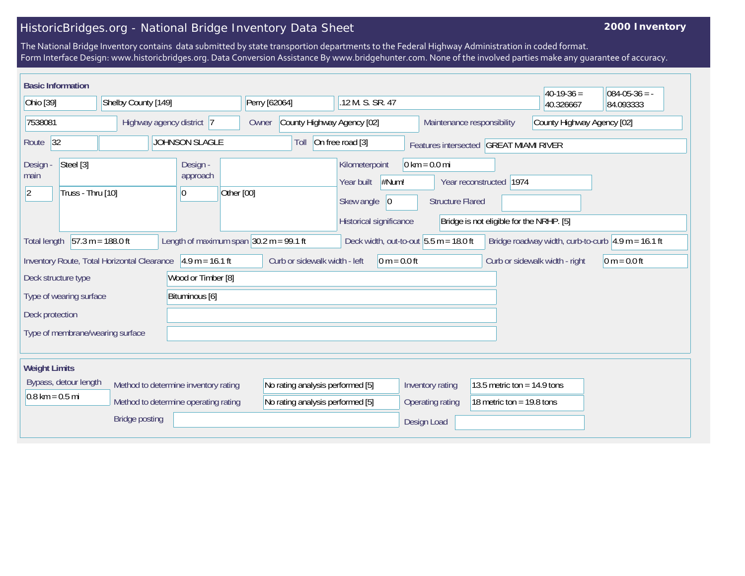# HistoricBridges.org - National Bridge Inventory Data Sheet

**2000 Inventory**

The National Bridge Inventory contains data submitted by state transportion departments to the Federal Highway Administration in coded format.
Form Interface Design: www.historicbridges.org. Data Conversion Assistance By www.bridgehunter.com. None of the involved parties make any guarantee of accuracy.

## Basic Information

Ohio [39] | Shelby County [149] | Perry [62064] | .12 M. S. SR. 47 | 40-19-36 = 40.326667 | 084-05-36 = -84.093333

7538081

Highway agency district: 7

Owner: County Highway Agency [02]

Maintenance responsibility: County Highway Agency [02]

Route: 32 | JOHNSON SLAGLE

Toll: On free road [3]

Features intersected: GREAT MIAMI RIVER

Design - main: Steel [3] | 2 | Truss - Thru [10]

Design - approach: 0 | Other [00]

Kilometerpoint: 0 km = 0.0 mi

Year built: #Num!

Year reconstructed: 1974

Skew angle: 0

Structure Flared:

Historical significance: Bridge is not eligible for the NRHP. [5]

Total length: 57.3 m = 188.0 ft

Length of maximum span: 30.2 m = 99.1 ft

Deck width, out-to-out: 5.5 m = 18.0 ft

Bridge roadway width, curb-to-curb: 4.9 m = 16.1 ft

Inventory Route, Total Horizontal Clearance: 4.9 m = 16.1 ft

Curb or sidewalk width - left: 0 m = 0.0 ft

Curb or sidewalk width - right: 0 m = 0.0 ft

Deck structure type: Wood or Timber [8]

Type of wearing surface: Bituminous [6]

Deck protection:

Type of membrane/wearing surface:

## Weight Limits

Bypass, detour length: 0.8 km = 0.5 mi

Method to determine inventory rating: No rating analysis performed [5]

Method to determine operating rating: No rating analysis performed [5]

Inventory rating: 13.5 metric ton = 14.9 tons

Operating rating: 18 metric ton = 19.8 tons

Bridge posting:

Design Load: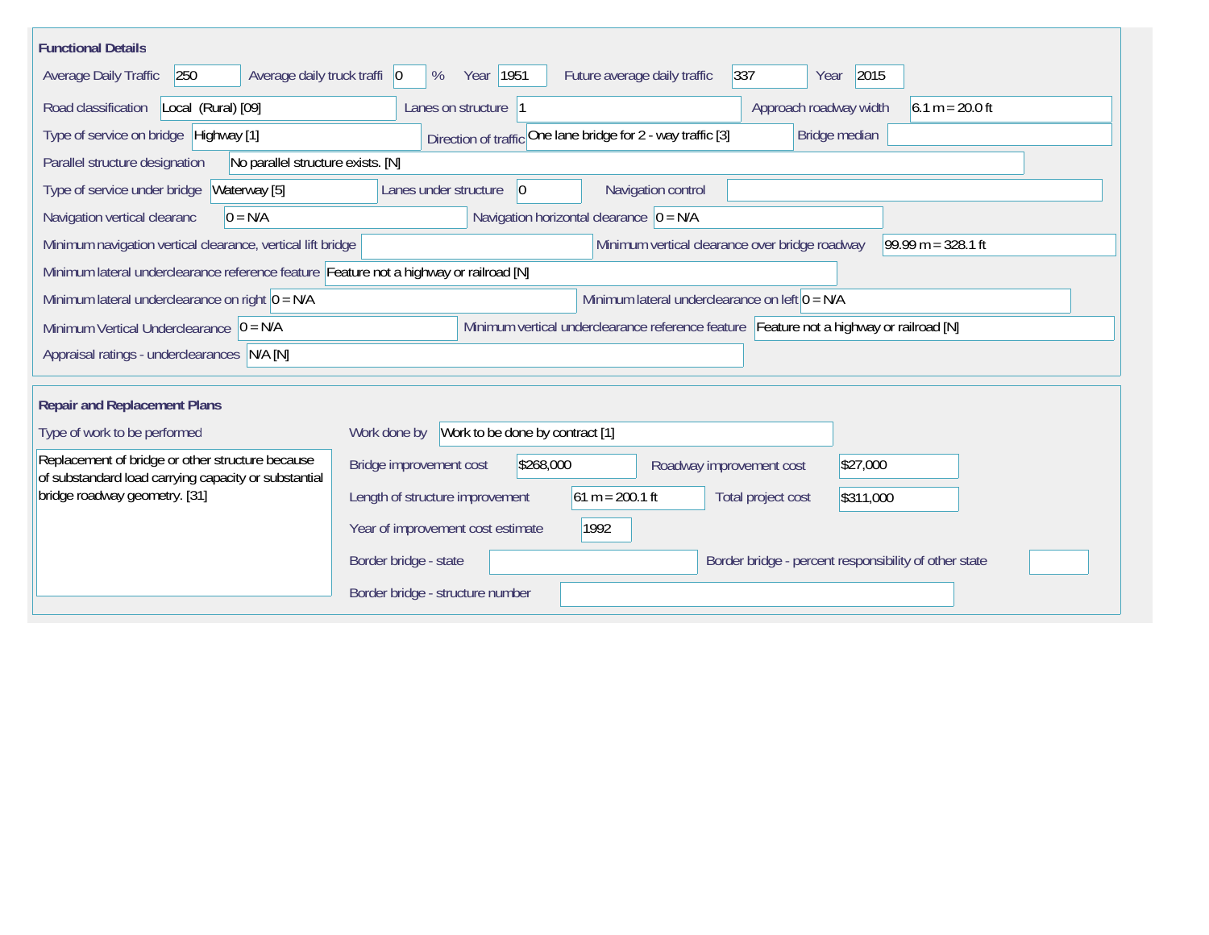## Functional Details

Average Daily Traffic: 250

Average daily truck traffi: 0 %

Year: 1951

Future average daily traffic: 337

Year: 2015

Road classification: Local (Rural) [09]

Lanes on structure: 1

Approach roadway width: 6.1 m = 20.0 ft

Type of service on bridge: Highway [1]

Direction of traffic: One lane bridge for 2 - way traffic [3]

Bridge median:

Parallel structure designation: No parallel structure exists. [N]

Type of service under bridge: Waterway [5]

Lanes under structure: 0

Navigation control:

Navigation vertical clearanc: 0 = N/A

Navigation horizontal clearance: 0 = N/A

Minimum navigation vertical clearance, vertical lift bridge:

Minimum vertical clearance over bridge roadway: 99.99 m = 328.1 ft

Minimum lateral underclearance reference feature: Feature not a highway or railroad [N]

Minimum lateral underclearance on right: 0 = N/A

Minimum lateral underclearance on left: 0 = N/A

Minimum Vertical Underclearance: 0 = N/A

Minimum vertical underclearance reference feature: Feature not a highway or railroad [N]

Appraisal ratings - underclearances: N/A [N]

## Repair and Replacement Plans

Type of work to be performed: Replacement of bridge or other structure because of substandard load carrying capacity or substantial bridge roadway geometry. [31]

Work done by: Work to be done by contract [1]

Bridge improvement cost: $268,000

Roadway improvement cost: $27,000

Length of structure improvement: 61 m = 200.1 ft

Total project cost: $311,000

Year of improvement cost estimate: 1992

Border bridge - state:

Border bridge - percent responsibility of other state:

Border bridge - structure number: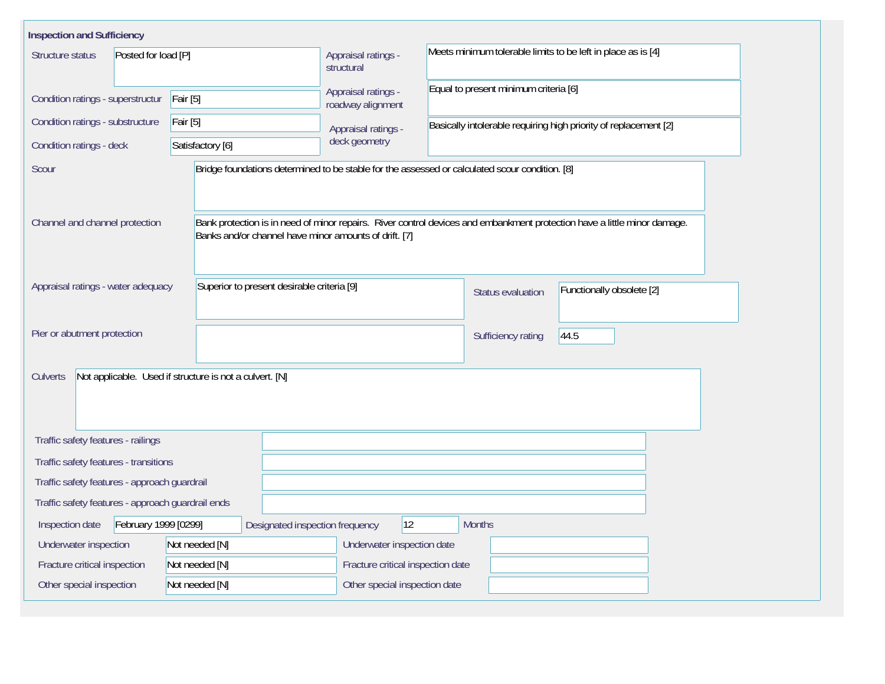## Inspection and Sufficiency

| Field | Value |
|---|---|
| Structure status | Posted for load [P] |
| Condition ratings - superstructur | Fair [5] |
| Condition ratings - substructure | Fair [5] |
| Condition ratings - deck | Satisfactory [6] |
| Appraisal ratings - structural | Meets minimum tolerable limits to be left in place as is [4] |
| Appraisal ratings - roadway alignment | Equal to present minimum criteria [6] |
| Appraisal ratings - deck geometry | Basically intolerable requiring high priority of replacement [2] |
| Scour | Bridge foundations determined to be stable for the assessed or calculated scour condition. [8] |
| Channel and channel protection | Bank protection is in need of minor repairs. River control devices and embankment protection have a little minor damage. Banks and/or channel have minor amounts of drift. [7] |
| Appraisal ratings - water adequacy | Superior to present desirable criteria [9] |
| Status evaluation | Functionally obsolete [2] |
| Pier or abutment protection | |
| Sufficiency rating | 44.5 |
| Culverts | Not applicable. Used if structure is not a culvert. [N] |
| Traffic safety features - railings | |
| Traffic safety features - transitions | |
| Traffic safety features - approach guardrail | |
| Traffic safety features - approach guardrail ends | |
| Inspection date | February 1999 [0299] |
| Designated inspection frequency | 12 Months |
| Underwater inspection | Not needed [N] |
| Underwater inspection date | |
| Fracture critical inspection | Not needed [N] |
| Fracture critical inspection date | |
| Other special inspection | Not needed [N] |
| Other special inspection date | |